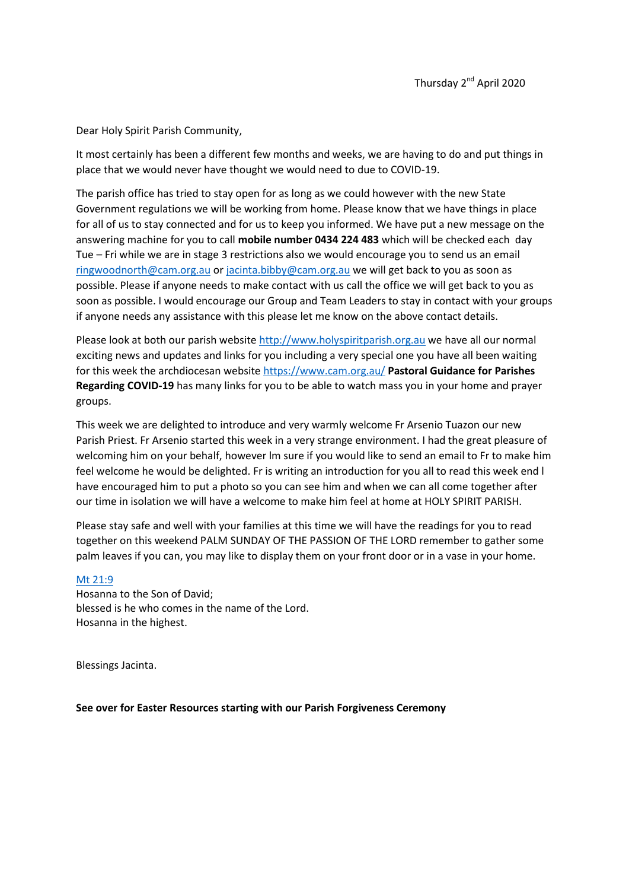Thursday 2nd April 2020

Dear Holy Spirit Parish Community,

It most certainly has been a different few months and weeks, we are having to do and put things in place that we would never have thought we would need to due to COVID-19.

The parish office has tried to stay open for as long as we could however with the new State Government regulations we will be working from home. Please know that we have things in place for all of us to stay connected and for us to keep you informed. We have put a new message on the answering machine for you to call **mobile number 0434 224 483** which will be checked each day Tue – Fri while we are in stage 3 restrictions also we would encourage you to send us an email ringwoodnorth@cam.org.au or jacinta.bibby@cam.org.au we will get back to you as soon as possible. Please if anyone needs to make contact with us call the office we will get back to you as soon as possible. I would encourage our Group and Team Leaders to stay in contact with your groups if anyone needs any assistance with this please let me know on the above contact details.

Please look at both our parish website http://www.holyspiritparish.org.au we have all our normal exciting news and updates and links for you including a very special one you have all been waiting for this week the archdiocesan website https://www.cam.org.au/ **Pastoral Guidance for Parishes Regarding COVID-19** has many links for you to be able to watch mass you in your home and prayer groups.

This week we are delighted to introduce and very warmly welcome Fr Arsenio Tuazon our new Parish Priest. Fr Arsenio started this week in a very strange environment. I had the great pleasure of welcoming him on your behalf, however lm sure if you would like to send an email to Fr to make him feel welcome he would be delighted. Fr is writing an introduction for you all to read this week end l have encouraged him to put a photo so you can see him and when we can all come together after our time in isolation we will have a welcome to make him feel at home at HOLY SPIRIT PARISH.

Please stay safe and well with your families at this time we will have the readings for you to read together on this weekend PALM SUNDAY OF THE PASSION OF THE LORD remember to gather some palm leaves if you can, you may like to display them on your front door or in a vase in your home.

Mt 21:9
Hosanna to the Son of David;
blessed is he who comes in the name of the Lord.
Hosanna in the highest.

Blessings Jacinta.

**See over for Easter Resources starting with our Parish Forgiveness Ceremony**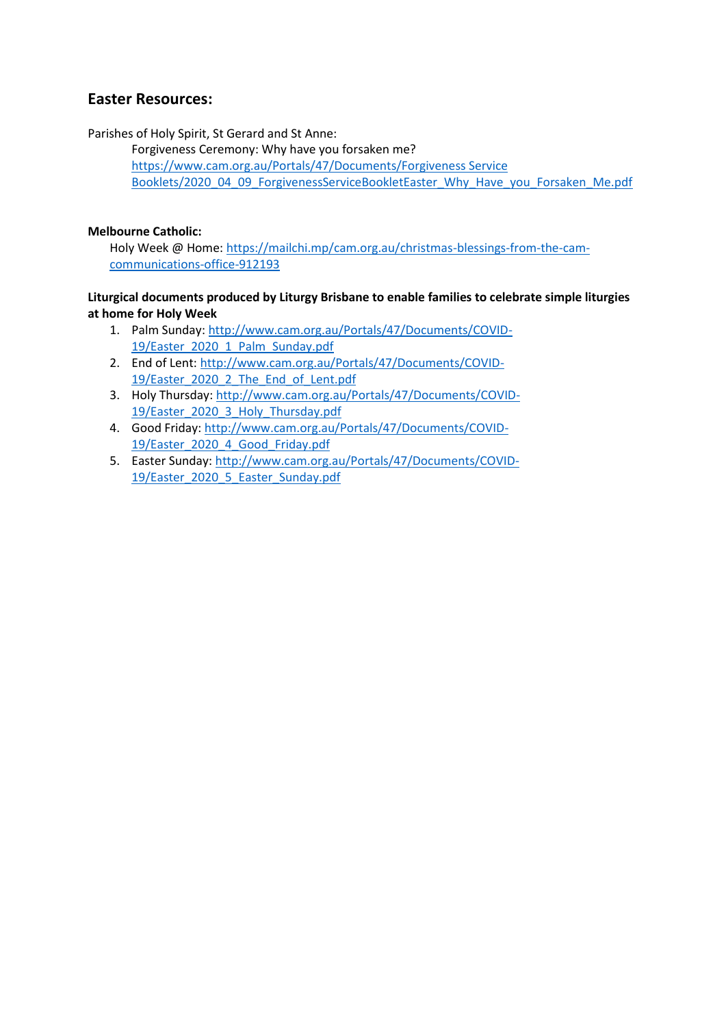## Easter Resources:

Parishes of Holy Spirit, St Gerard and St Anne:

Forgiveness Ceremony: Why have you forsaken me?
https://www.cam.org.au/Portals/47/Documents/Forgiveness Service Booklets/2020_04_09_ForgivenessServiceBookletEaster_Why_Have_you_Forsaken_Me.pdf

**Melbourne Catholic:**

Holy Week @ Home: https://mailchi.mp/cam.org.au/christmas-blessings-from-the-cam-communications-office-912193

**Liturgical documents produced by Liturgy Brisbane to enable families to celebrate simple liturgies at home for Holy Week**

1. Palm Sunday: http://www.cam.org.au/Portals/47/Documents/COVID-19/Easter_2020_1_Palm_Sunday.pdf
2. End of Lent: http://www.cam.org.au/Portals/47/Documents/COVID-19/Easter_2020_2_The_End_of_Lent.pdf
3. Holy Thursday: http://www.cam.org.au/Portals/47/Documents/COVID-19/Easter_2020_3_Holy_Thursday.pdf
4. Good Friday: http://www.cam.org.au/Portals/47/Documents/COVID-19/Easter_2020_4_Good_Friday.pdf
5. Easter Sunday: http://www.cam.org.au/Portals/47/Documents/COVID-19/Easter_2020_5_Easter_Sunday.pdf